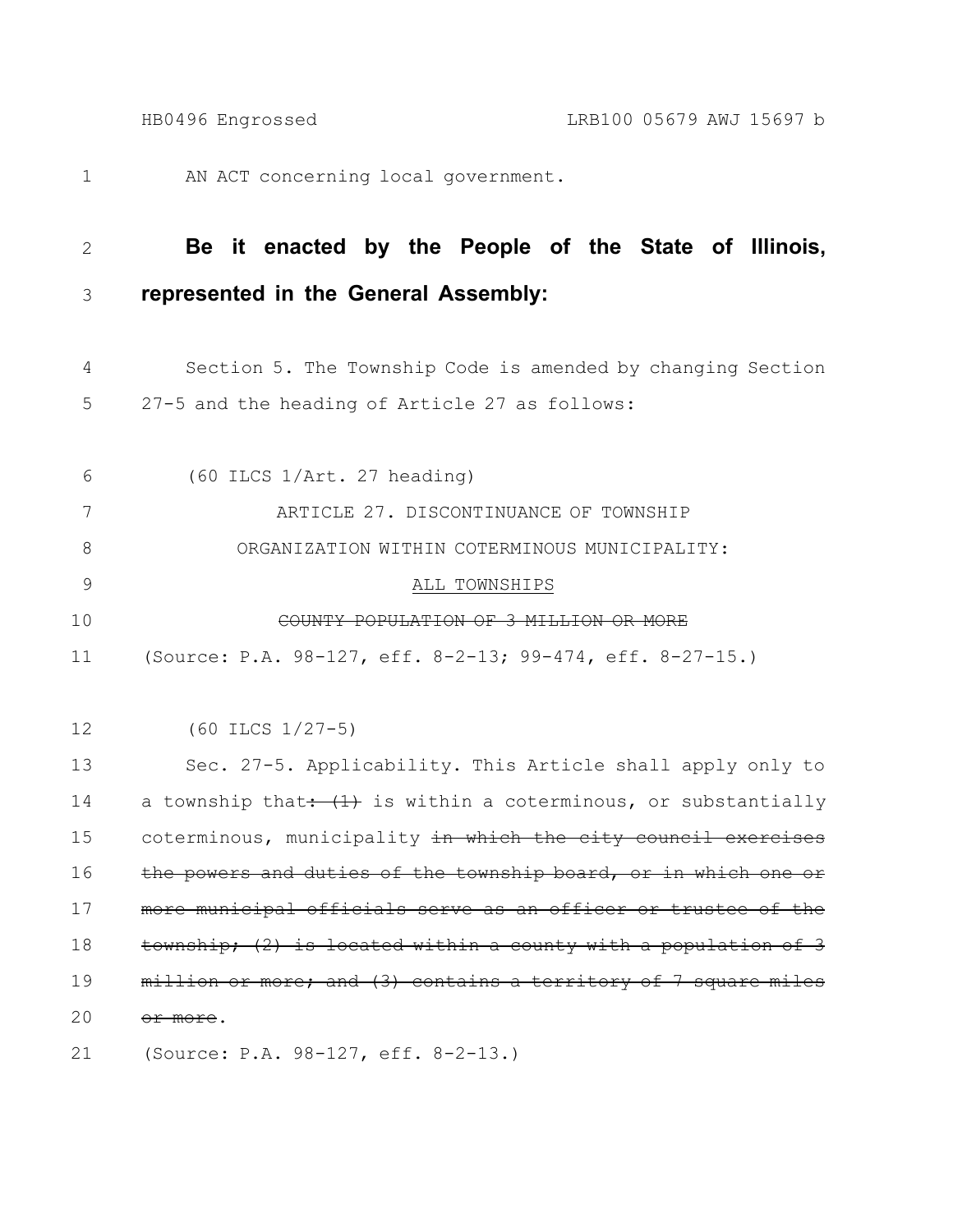AN ACT concerning local government.

**Be it enacted by the People of the State of Illinois, represented in the General Assembly:**

Section 5. The Township Code is amended by changing Section 27-5 and the heading of Article 27 as follows:

(60 ILCS 1/Art. 27 heading)

ARTICLE 27. DISCONTINUANCE OF TOWNSHIP ORGANIZATION WITHIN COTERMINOUS MUNICIPALITY: <u>ALL TOWNSHIPS</u> ~~COUNTY POPULATION OF 3 MILLION OR MORE~~

(Source: P.A. 98-127, eff. 8-2-13; 99-474, eff. 8-27-15.)

(60 ILCS 1/27-5)

Sec. 27-5. Applicability. This Article shall apply only to a township that~~: (1)~~ is within a coterminous, or substantially coterminous, municipality ~~in which the city council exercises the powers and duties of the township board, or in which one or more municipal officials serve as an officer or trustee of the township; (2) is located within a county with a population of 3 million or more; and (3) contains a territory of 7 square miles or more~~.

(Source: P.A. 98-127, eff. 8-2-13.)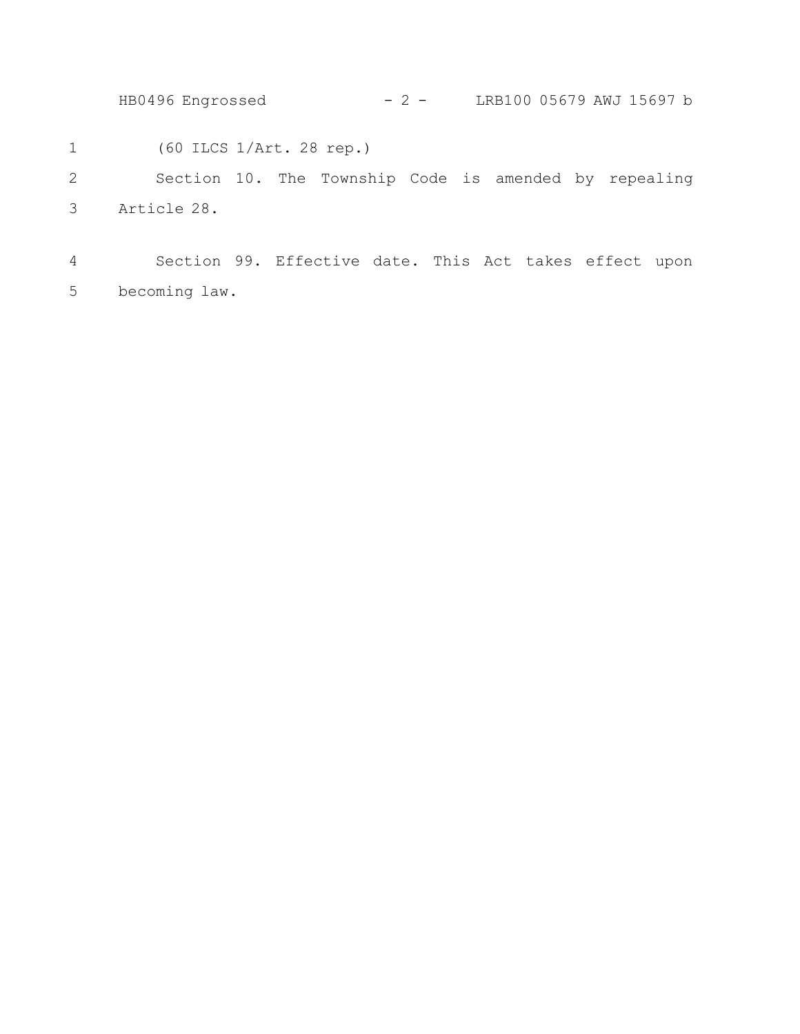(60 ILCS 1/Art. 28 rep.)

Section 10. The Township Code is amended by repealing Article 28.

Section 99. Effective date. This Act takes effect upon becoming law.